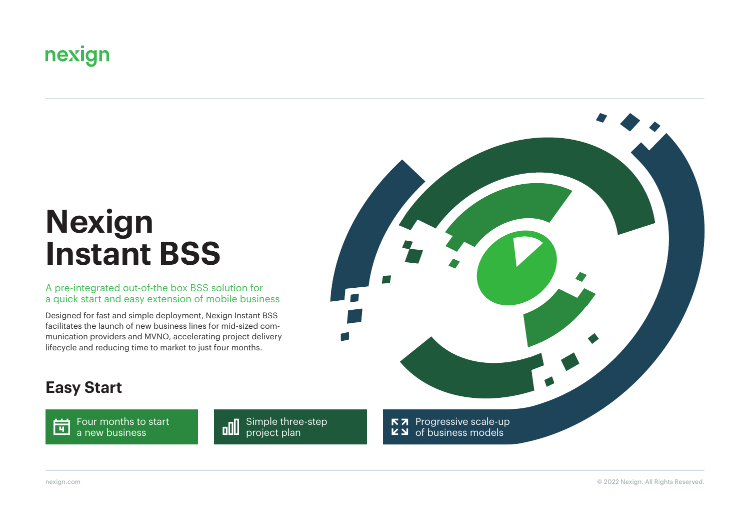nexign

# Nexign Instant BSS

A pre-integrated out-of-the box BSS solution for a quick start and easy extension of mobile business

Designed for fast and simple deployment, Nexign Instant BSS facilitates the launch of new business lines for mid-sized communication providers and MVNO, accelerating project delivery lifecycle and reducing time to market to just four months.

## Easy Start

- Four months to start a new business
- Simple three-step project plan
- Progressive scale-up of business models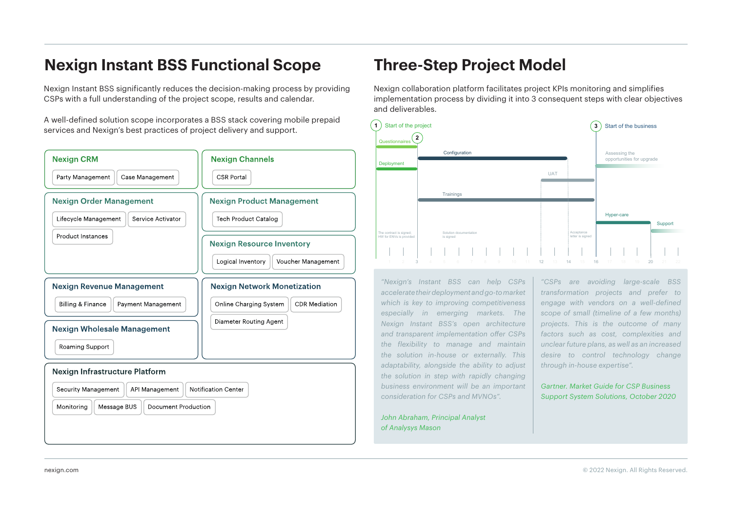# Nexign Instant BSS Functional Scope

Nexign Instant BSS significantly reduces the decision-making process by providing CSPs with a full understanding of the project scope, results and calendar.

A well-defined solution scope incorporates a BSS stack covering mobile prepaid services and Nexign's best practices of project delivery and support.

### Nexign CRM
- Party Management
- Case Management

### Nexign Channels
- CSR Portal

### Nexign Order Management
- Lifecycle Management
- Service Activator
- Product Instances

### Nexign Product Management
- Tech Product Catalog

### Nexign Resource Inventory
- Logical Inventory
- Voucher Management

### Nexign Revenue Management
- Billing & Finance
- Payment Management

### Nexign Network Monetization
- Online Charging System
- CDR Mediation
- Diameter Routing Agent

### Nexign Wholesale Management
- Roaming Support

### Nexign Infrastructure Platform
- Security Management
- API Management
- Notification Center
- Monitoring
- Message BUS
- Document Production

# Three-Step Project Model

Nexign collaboration platform facilitates project KPIs monitoring and simplifies implementation process by dividing it into 3 consequent steps with clear objectives and deliverables.

1. Start of the project
2. (Questionnaires, Deployment) — The contract is signed; HW for ENVs is provided
3. Start of the business

- Questionnaires
- Deployment
- Configuration
- UAT
- Trainings
- Solution documentation is signed
- Acceptance letter is signed
- Assessing the opportunities for upgrade
- Hyper-care
- Support

Timeline: 1 2 3 4 5 6 7 8 9 10 11 12 13 14 15 16 17 18 19 20 21 22

*"Nexign's Instant BSS can help CSPs accelerate their deployment and go-to market which is key to improving competitiveness especially in emerging markets. The Nexign Instant BSS's open architecture and transparent implementation offer CSPs the flexibility to manage and maintain the solution in-house or externally. This adaptability, alongside the ability to adjust the solution in step with rapidly changing business environment will be an important consideration for CSPs and MVNOs".*

*John Abraham, Principal Analyst of Analysys Mason*

*"CSPs are avoiding large-scale BSS transformation projects and prefer to engage with vendors on a well-defined scope of small (timeline of a few months) projects. This is the outcome of many factors such as cost, complexities and unclear future plans, as well as an increased desire to control technology change through in-house expertise".*

*Gartner. Market Guide for CSP Business Support System Solutions, October 2020*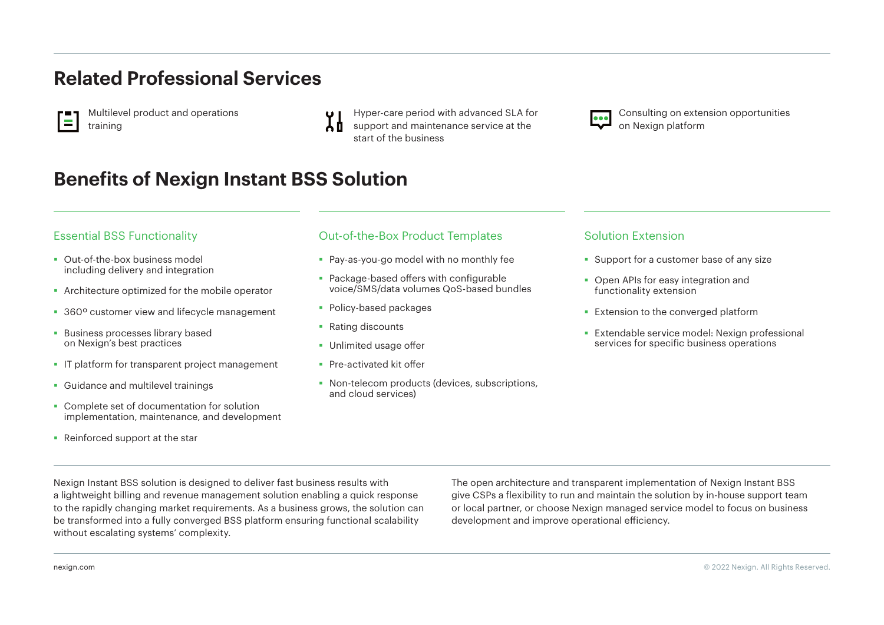## Related Professional Services

- Multilevel product and operations training
- Hyper-care period with advanced SLA for support and maintenance service at the start of the business
- Consulting on extension opportunities on Nexign platform

## Benefits of Nexign Instant BSS Solution

### Essential BSS Functionality

- Out-of-the-box business model including delivery and integration
- Architecture optimized for the mobile operator
- 360º customer view and lifecycle management
- Business processes library based on Nexign's best practices
- IT platform for transparent project management
- Guidance and multilevel trainings
- Complete set of documentation for solution implementation, maintenance, and development
- Reinforced support at the star

### Out-of-the-Box Product Templates

- Pay-as-you-go model with no monthly fee
- Package-based offers with configurable voice/SMS/data volumes QoS-based bundles
- Policy-based packages
- Rating discounts
- Unlimited usage offer
- Pre-activated kit offer
- Non-telecom products (devices, subscriptions, and cloud services)

### Solution Extension

- Support for a customer base of any size
- Open APIs for easy integration and functionality extension
- Extension to the converged platform
- Extendable service model: Nexign professional services for specific business operations

Nexign Instant BSS solution is designed to deliver fast business results with a lightweight billing and revenue management solution enabling a quick response to the rapidly changing market requirements. As a business grows, the solution can be transformed into a fully converged BSS platform ensuring functional scalability without escalating systems' complexity.

The open architecture and transparent implementation of Nexign Instant BSS give CSPs a flexibility to run and maintain the solution by in-house support team or local partner, or choose Nexign managed service model to focus on business development and improve operational efficiency.

nexign.com

© 2022 Nexign. All Rights Reserved.